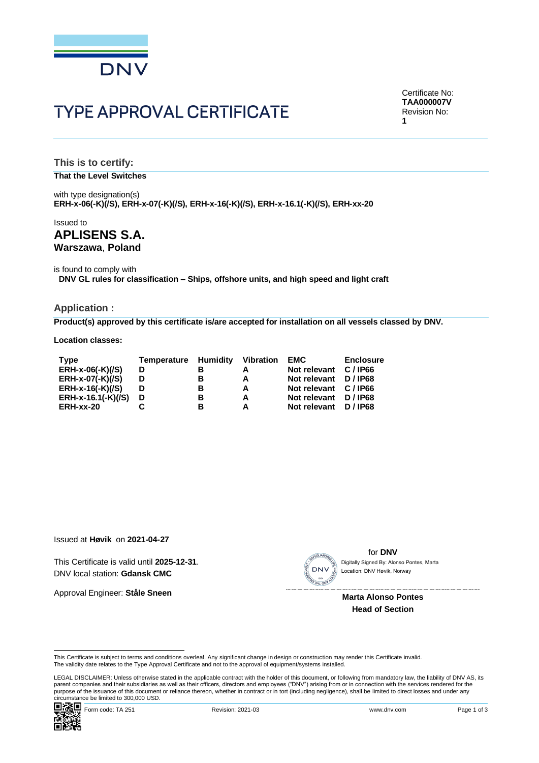DNV

# TYPE APPROVAL CERTIFICATE

Certificate No:
**TAA000007V**
Revision No:
**1**

## This is to certify:

**That the Level Switches**

with type designation(s)
**ERH-x-06(-K)(/S), ERH-x-07(-K)(/S), ERH-x-16(-K)(/S), ERH-x-16.1(-K)(/S), ERH-xx-20**

Issued to
## APLISENS S.A.
**Warszawa**, **Poland**

is found to comply with
**DNV GL rules for classification – Ships, offshore units, and high speed and light craft**

## Application :

**Product(s) approved by this certificate is/are accepted for installation on all vessels classed by DNV.**

**Location classes:**

| Type | Temperature | Humidity | Vibration | EMC | Enclosure |
|---|---|---|---|---|---|
| **ERH-x-06(-K)(/S)** | **D** | **B** | **A** | **Not relevant** | **C / IP66** |
| **ERH-x-07(-K)(/S)** | **D** | **B** | **A** | **Not relevant** | **D / IP68** |
| **ERH-x-16(-K)(/S)** | **D** | **B** | **A** | **Not relevant** | **C / IP66** |
| **ERH-x-16.1(-K)(/S)** | **D** | **B** | **A** | **Not relevant** | **D / IP68** |
| **ERH-xx-20** | **C** | **B** | **A** | **Not relevant** | **D / IP68** |

Issued at **Høvik** on **2021-04-27**

This Certificate is valid until **2025-12-31**.
DNV local station: **Gdansk CMC**

Approval Engineer: **Ståle Sneen**

for **DNV**
Digitally Signed By: Alonso Pontes, Marta
Location: DNV Høvik, Norway

**Marta Alonso Pontes**
**Head of Section**

This Certificate is subject to terms and conditions overleaf. Any significant change in design or construction may render this Certificate invalid.
The validity date relates to the Type Approval Certificate and not to the approval of equipment/systems installed.

LEGAL DISCLAIMER: Unless otherwise stated in the applicable contract with the holder of this document, or following from mandatory law, the liability of DNV AS, its parent companies and their subsidiaries as well as their officers, directors and employees ("DNV") arising from or in connection with the services rendered for the purpose of the issuance of this document or reliance thereon, whether in contract or in tort (including negligence), shall be limited to direct losses and under any circumstance be limited to 300,000 USD.

Form code: TA 251 Revision: 2021-03 www.dnv.com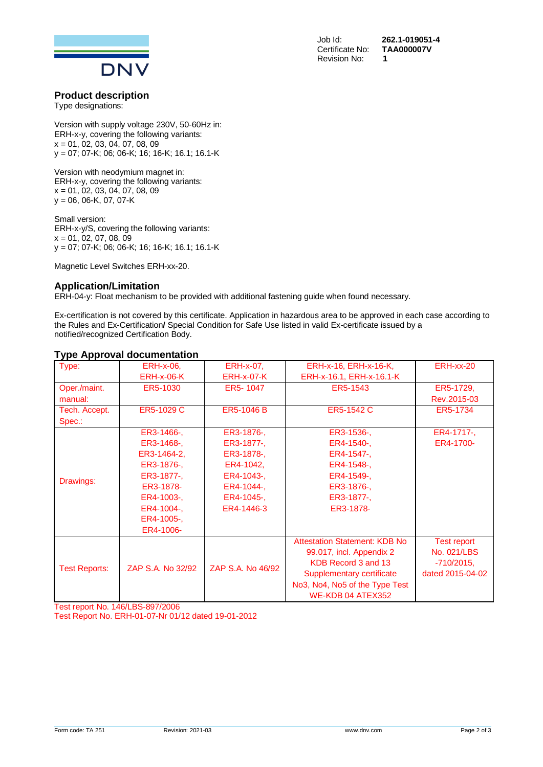Job Id: **262.1-019051-4**
Certificate No: **TAA000007V**
Revision No: **1**

## Product description

Type designations:

Version with supply voltage 230V, 50-60Hz in:
ERH-x-y, covering the following variants:
x = 01, 02, 03, 04, 07, 08, 09
y = 07; 07-K; 06; 06-K; 16; 16-K; 16.1; 16.1-K

Version with neodymium magnet in:
ERH-x-y, covering the following variants:
x = 01, 02, 03, 04, 07, 08, 09
y = 06, 06-K, 07, 07-K

Small version:
ERH-x-y/S, covering the following variants:
x = 01, 02, 07, 08, 09
y = 07; 07-K; 06; 06-K; 16; 16-K; 16.1; 16.1-K

Magnetic Level Switches ERH-xx-20.

## Application/Limitation

ERH-04-y: Float mechanism to be provided with additional fastening guide when found necessary.

Ex-certification is not covered by this certificate. Application in hazardous area to be approved in each case according to the Rules and Ex-Certification/ Special Condition for Safe Use listed in valid Ex-certificate issued by a notified/recognized Certification Body.

## Type Approval documentation

| Type: | ERH-x-06, ERH-x-06-K | ERH-x-07, ERH-x-07-K | ERH-x-16, ERH-x-16-K, ERH-x-16.1, ERH-x-16.1-K | ERH-xx-20 |
|---|---|---|---|---|
| Oper./maint. manual: | ER5-1030 | ER5- 1047 | ER5-1543 | ER5-1729, Rev.2015-03 |
| Tech. Accept. Spec.: | ER5-1029 C | ER5-1046 B | ER5-1542 C | ER5-1734 |
| Drawings: | ER3-1466-, ER3-1468-, ER3-1464-2, ER3-1876-, ER3-1877-, ER3-1878- ER4-1003-, ER4-1004-, ER4-1005-, ER4-1006- | ER3-1876-, ER3-1877-, ER3-1878-, ER4-1042, ER4-1043-, ER4-1044-, ER4-1045-, ER4-1446-3 | ER3-1536-, ER4-1540-, ER4-1547-, ER4-1548-, ER4-1549-, ER3-1876-, ER3-1877-, ER3-1878- | ER4-1717-, ER4-1700- |
| Test Reports: | ZAP S.A. No 32/92 | ZAP S.A. No 46/92 | Attestation Statement: KDB No 99.017, incl. Appendix 2 KDB Record 3 and 13 Supplementary certificate No3, No4, No5 of the Type Test WE-KDB 04 ATEX352 | Test report No. 021/LBS -710/2015, dated 2015-04-02 |

Test report No. 146/LBS-897/2006
Test Report No. ERH-01-07-Nr 01/12 dated 19-01-2012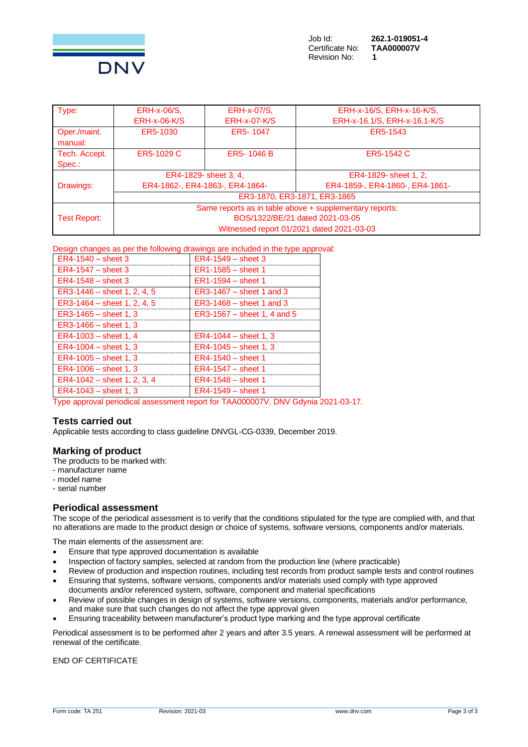Job Id: **262.1-019051-4**
Certificate No: **TAA000007V**
Revision No: **1**

| Type: | ERH-x-06/S, ERH-x-06-K/S | ERH-x-07/S, ERH-x-07-K/S | ERH-x-16/S, ERH-x-16-K/S, ERH-x-16.1/S, ERH-x-16.1-K/S |
|---|---|---|---|
| Oper./maint. manual: | ER5-1030 | ER5- 1047 | ER5-1543 |
| Tech. Accept. Spec.: | ER5-1029 C | ER5- 1046 B | ER5-1542 C |
| Drawings: | ER4-1829- sheet 3, 4, ER4-1862-, ER4-1863-, ER4-1864- | | ER4-1829- sheet 1, 2, ER4-1859-, ER4-1860-, ER4-1861- |
| | ER3-1870, ER3-1871, ER3-1865 | | |
| Test Report: | Same reports as in table above + supplementary reports: BOS/1322/BE/21 dated 2021-03-05 Witnessed report 01/2021 dated 2021-03-03 | | |

Design changes as per the following drawings are included in the type approval:

| | |
|---|---|
| ER4-1540 – sheet 3 | ER4-1549 – sheet 3 |
| ER4-1547 – sheet 3 | ER1-1585 – sheet 1 |
| ER4-1548 – sheet 3 | ER1-1594 – sheet 1 |
| ER3-1446 – sheet 1, 2, 4, 5 | ER3-1467 – sheet 1 and 3 |
| ER3-1464 – sheet 1, 2, 4, 5 | ER3-1468 – sheet 1 and 3 |
| ER3-1465 – sheet 1, 3 | ER3-1567 – sheet 1, 4 and 5 |
| ER3-1466 – sheet 1, 3 | |
| ER4-1003 – sheet 1, 4 | ER4-1044 – sheet 1, 3 |
| ER4-1004 – sheet 1, 3 | ER4-1045 – sheet 1, 3 |
| ER4-1005 – sheet 1, 3 | ER4-1540 – sheet 1 |
| ER4-1006 – sheet 1, 3 | ER4-1547 – sheet 1 |
| ER4-1042 – sheet 1, 2, 3, 4 | ER4-1548 – sheet 1 |
| ER4-1043 – sheet 1, 3 | ER4-1549 – sheet 1 |

Type approval periodical assessment report for TAA000007V, DNV Gdynia 2021-03-17.

## Tests carried out

Applicable tests according to class guideline DNVGL-CG-0339, December 2019.

## Marking of product

The products to be marked with:
- manufacturer name
- model name
- serial number

## Periodical assessment

The scope of the periodical assessment is to verify that the conditions stipulated for the type are complied with, and that no alterations are made to the product design or choice of systems, software versions, components and/or materials.

The main elements of the assessment are:

- Ensure that type approved documentation is available
- Inspection of factory samples, selected at random from the production line (where practicable)
- Review of production and inspection routines, including test records from product sample tests and control routines
- Ensuring that systems, software versions, components and/or materials used comply with type approved documents and/or referenced system, software, component and material specifications
- Review of possible changes in design of systems, software versions, components, materials and/or performance, and make sure that such changes do not affect the type approval given
- Ensuring traceability between manufacturer's product type marking and the type approval certificate

Periodical assessment is to be performed after 2 years and after 3.5 years. A renewal assessment will be performed at renewal of the certificate.

END OF CERTIFICATE